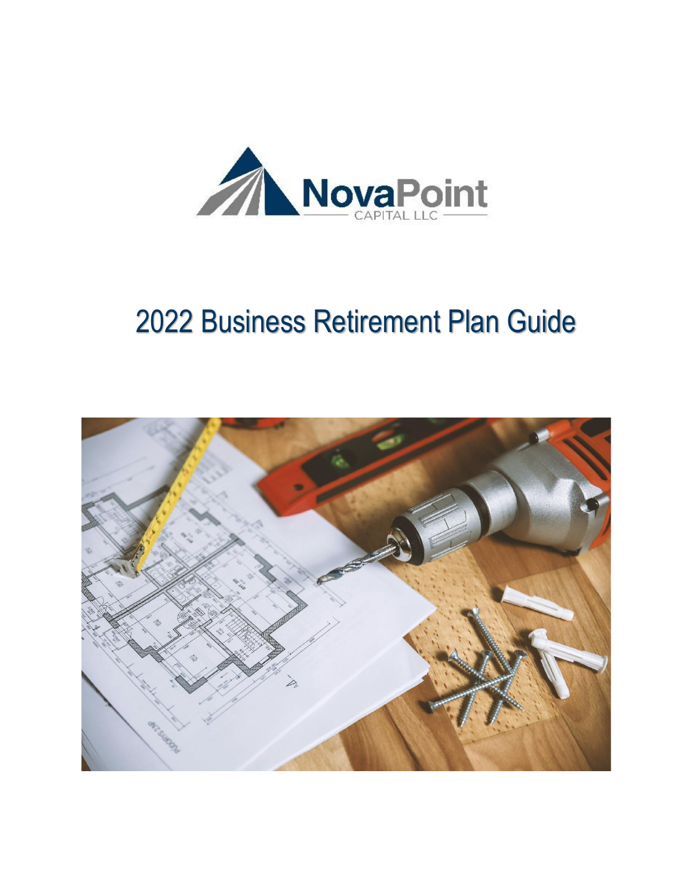NovaPoint

CAPITAL LLC

# 2022 Business Retirement Plan Guide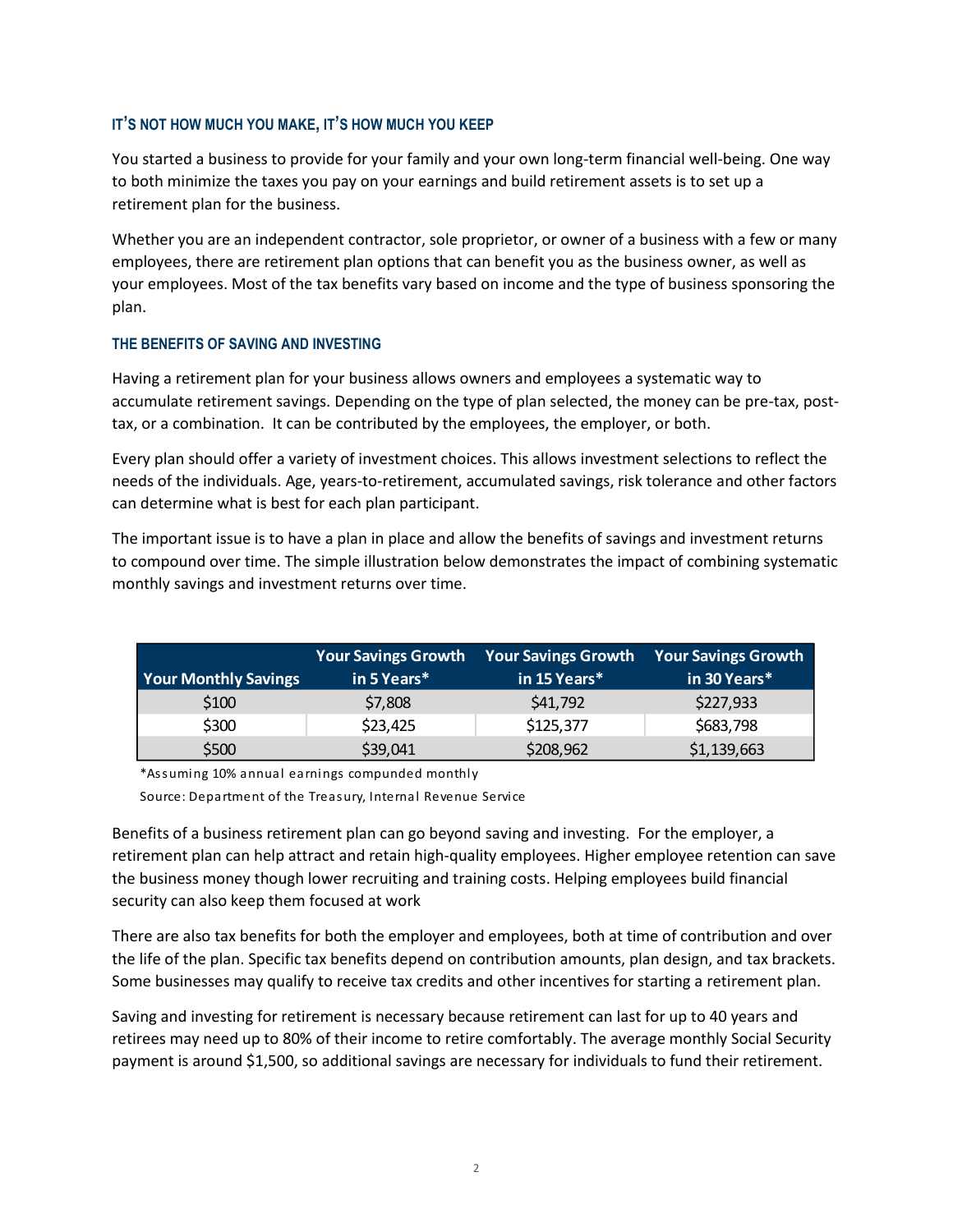### IT'S NOT HOW MUCH YOU MAKE, IT'S HOW MUCH YOU KEEP

You started a business to provide for your family and your own long-term financial well-being. One way to both minimize the taxes you pay on your earnings and build retirement assets is to set up a retirement plan for the business.

Whether you are an independent contractor, sole proprietor, or owner of a business with a few or many employees, there are retirement plan options that can benefit you as the business owner, as well as your employees. Most of the tax benefits vary based on income and the type of business sponsoring the plan.

### THE BENEFITS OF SAVING AND INVESTING

Having a retirement plan for your business allows owners and employees a systematic way to accumulate retirement savings. Depending on the type of plan selected, the money can be pre-tax, post-tax, or a combination.  It can be contributed by the employees, the employer, or both.

Every plan should offer a variety of investment choices. This allows investment selections to reflect the needs of the individuals. Age, years-to-retirement, accumulated savings, risk tolerance and other factors can determine what is best for each plan participant.

The important issue is to have a plan in place and allow the benefits of savings and investment returns to compound over time. The simple illustration below demonstrates the impact of combining systematic monthly savings and investment returns over time.

| Your Monthly Savings | Your Savings Growth in 5 Years* | Your Savings Growth in 15 Years* | Your Savings Growth in 30 Years* |
|---|---|---|---|
| $100 | $7,808 | $41,792 | $227,933 |
| $300 | $23,425 | $125,377 | $683,798 |
| $500 | $39,041 | $208,962 | $1,139,663 |

*Assuming 10% annual earnings compounded monthly

Source: Department of the Treasury, Internal Revenue Service

Benefits of a business retirement plan can go beyond saving and investing.  For the employer, a retirement plan can help attract and retain high-quality employees. Higher employee retention can save the business money though lower recruiting and training costs. Helping employees build financial security can also keep them focused at work

There are also tax benefits for both the employer and employees, both at time of contribution and over the life of the plan. Specific tax benefits depend on contribution amounts, plan design, and tax brackets. Some businesses may qualify to receive tax credits and other incentives for starting a retirement plan.

Saving and investing for retirement is necessary because retirement can last for up to 40 years and retirees may need up to 80% of their income to retire comfortably. The average monthly Social Security payment is around $1,500, so additional savings are necessary for individuals to fund their retirement.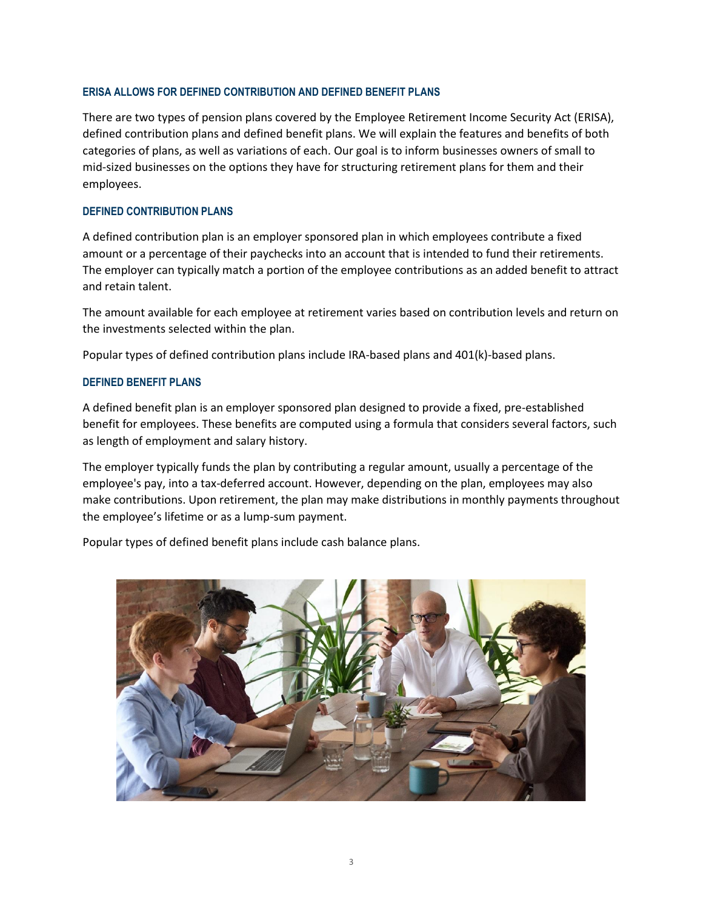### ERISA ALLOWS FOR DEFINED CONTRIBUTION AND DEFINED BENEFIT PLANS

There are two types of pension plans covered by the Employee Retirement Income Security Act (ERISA), defined contribution plans and defined benefit plans. We will explain the features and benefits of both categories of plans, as well as variations of each. Our goal is to inform businesses owners of small to mid-sized businesses on the options they have for structuring retirement plans for them and their employees.

### DEFINED CONTRIBUTION PLANS

A defined contribution plan is an employer sponsored plan in which employees contribute a fixed amount or a percentage of their paychecks into an account that is intended to fund their retirements. The employer can typically match a portion of the employee contributions as an added benefit to attract and retain talent.

The amount available for each employee at retirement varies based on contribution levels and return on the investments selected within the plan.

Popular types of defined contribution plans include IRA-based plans and 401(k)-based plans.

### DEFINED BENEFIT PLANS

A defined benefit plan is an employer sponsored plan designed to provide a fixed, pre-established benefit for employees. These benefits are computed using a formula that considers several factors, such as length of employment and salary history.

The employer typically funds the plan by contributing a regular amount, usually a percentage of the employee's pay, into a tax-deferred account. However, depending on the plan, employees may also make contributions. Upon retirement, the plan may make distributions in monthly payments throughout the employee's lifetime or as a lump-sum payment.

Popular types of defined benefit plans include cash balance plans.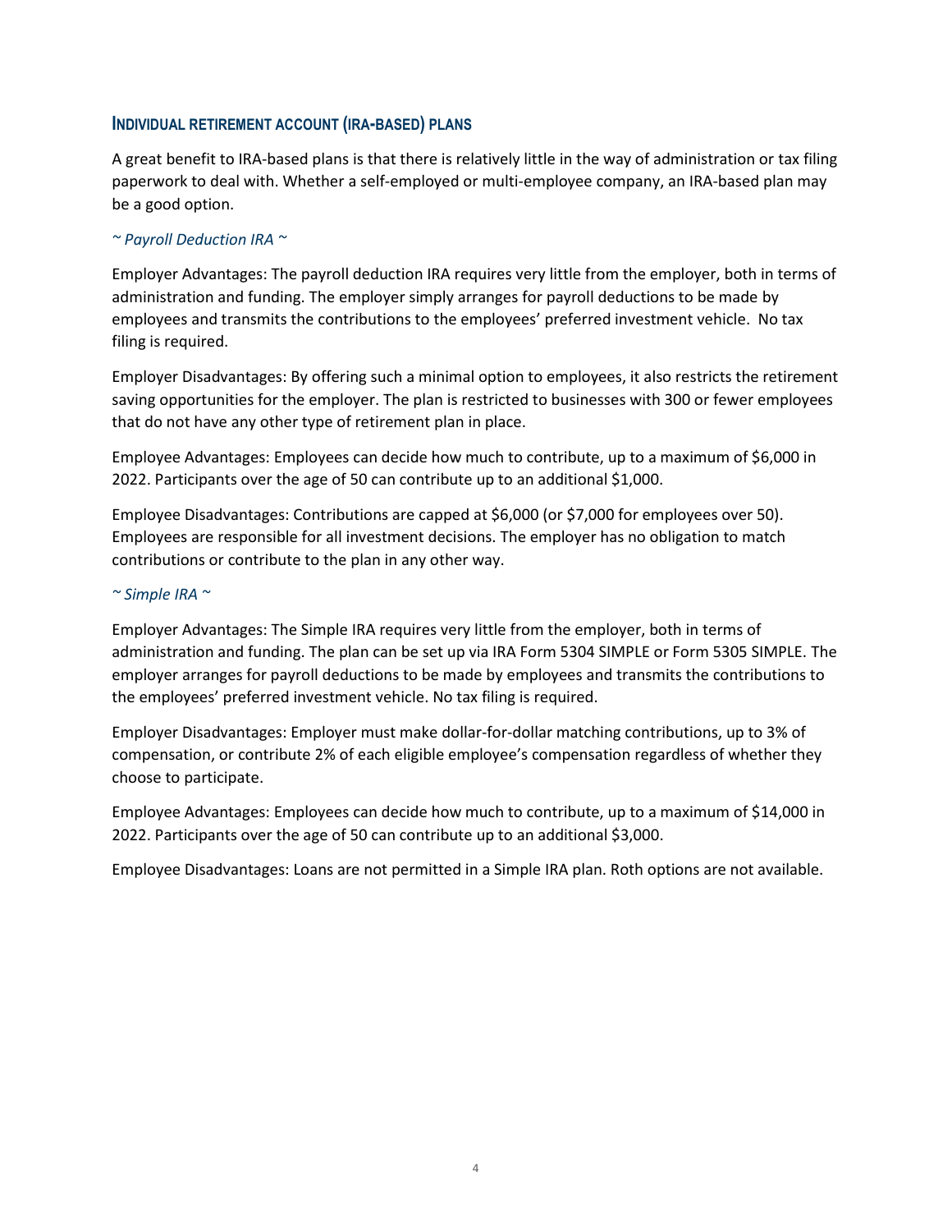## Individual Retirement Account (IRA-based) Plans

A great benefit to IRA-based plans is that there is relatively little in the way of administration or tax filing paperwork to deal with. Whether a self-employed or multi-employee company, an IRA-based plan may be a good option.

*~ Payroll Deduction IRA ~*

Employer Advantages: The payroll deduction IRA requires very little from the employer, both in terms of administration and funding. The employer simply arranges for payroll deductions to be made by employees and transmits the contributions to the employees' preferred investment vehicle. No tax filing is required.

Employer Disadvantages: By offering such a minimal option to employees, it also restricts the retirement saving opportunities for the employer. The plan is restricted to businesses with 300 or fewer employees that do not have any other type of retirement plan in place.

Employee Advantages: Employees can decide how much to contribute, up to a maximum of $6,000 in 2022. Participants over the age of 50 can contribute up to an additional $1,000.

Employee Disadvantages: Contributions are capped at $6,000 (or $7,000 for employees over 50). Employees are responsible for all investment decisions. The employer has no obligation to match contributions or contribute to the plan in any other way.

*~ Simple IRA ~*

Employer Advantages: The Simple IRA requires very little from the employer, both in terms of administration and funding. The plan can be set up via IRA Form 5304 SIMPLE or Form 5305 SIMPLE. The employer arranges for payroll deductions to be made by employees and transmits the contributions to the employees' preferred investment vehicle. No tax filing is required.

Employer Disadvantages: Employer must make dollar-for-dollar matching contributions, up to 3% of compensation, or contribute 2% of each eligible employee's compensation regardless of whether they choose to participate.

Employee Advantages: Employees can decide how much to contribute, up to a maximum of $14,000 in 2022. Participants over the age of 50 can contribute up to an additional $3,000.

Employee Disadvantages: Loans are not permitted in a Simple IRA plan. Roth options are not available.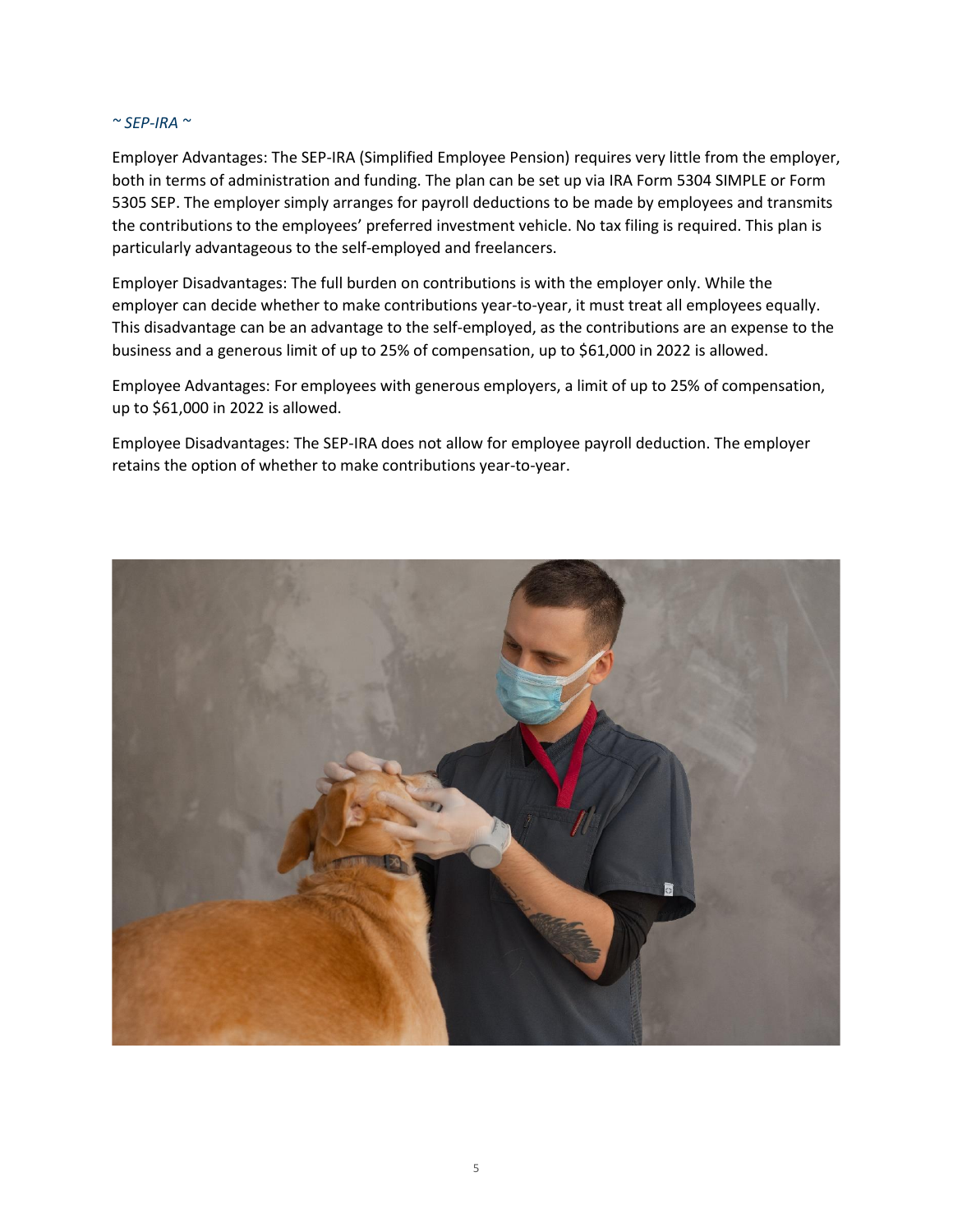*~ SEP-IRA ~*

Employer Advantages: The SEP-IRA (Simplified Employee Pension) requires very little from the employer, both in terms of administration and funding. The plan can be set up via IRA Form 5304 SIMPLE or Form 5305 SEP. The employer simply arranges for payroll deductions to be made by employees and transmits the contributions to the employees' preferred investment vehicle. No tax filing is required. This plan is particularly advantageous to the self-employed and freelancers.

Employer Disadvantages: The full burden on contributions is with the employer only. While the employer can decide whether to make contributions year-to-year, it must treat all employees equally. This disadvantage can be an advantage to the self-employed, as the contributions are an expense to the business and a generous limit of up to 25% of compensation, up to $61,000 in 2022 is allowed.

Employee Advantages: For employees with generous employers, a limit of up to 25% of compensation, up to $61,000 in 2022 is allowed.

Employee Disadvantages: The SEP-IRA does not allow for employee payroll deduction. The employer retains the option of whether to make contributions year-to-year.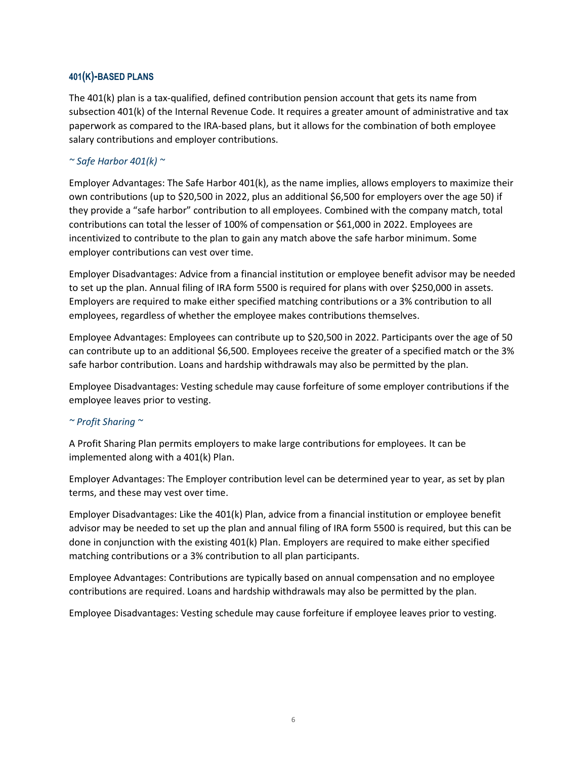## 401(K)-BASED PLANS

The 401(k) plan is a tax-qualified, defined contribution pension account that gets its name from subsection 401(k) of the Internal Revenue Code. It requires a greater amount of administrative and tax paperwork as compared to the IRA-based plans, but it allows for the combination of both employee salary contributions and employer contributions.

### *~ Safe Harbor 401(k) ~*

Employer Advantages: The Safe Harbor 401(k), as the name implies, allows employers to maximize their own contributions (up to $20,500 in 2022, plus an additional $6,500 for employers over the age 50) if they provide a "safe harbor" contribution to all employees. Combined with the company match, total contributions can total the lesser of 100% of compensation or $61,000 in 2022. Employees are incentivized to contribute to the plan to gain any match above the safe harbor minimum. Some employer contributions can vest over time.

Employer Disadvantages: Advice from a financial institution or employee benefit advisor may be needed to set up the plan. Annual filing of IRA form 5500 is required for plans with over $250,000 in assets. Employers are required to make either specified matching contributions or a 3% contribution to all employees, regardless of whether the employee makes contributions themselves.

Employee Advantages: Employees can contribute up to $20,500 in 2022. Participants over the age of 50 can contribute up to an additional $6,500. Employees receive the greater of a specified match or the 3% safe harbor contribution. Loans and hardship withdrawals may also be permitted by the plan.

Employee Disadvantages: Vesting schedule may cause forfeiture of some employer contributions if the employee leaves prior to vesting.

### *~ Profit Sharing ~*

A Profit Sharing Plan permits employers to make large contributions for employees. It can be implemented along with a 401(k) Plan.

Employer Advantages: The Employer contribution level can be determined year to year, as set by plan terms, and these may vest over time.

Employer Disadvantages: Like the 401(k) Plan, advice from a financial institution or employee benefit advisor may be needed to set up the plan and annual filing of IRA form 5500 is required, but this can be done in conjunction with the existing 401(k) Plan. Employers are required to make either specified matching contributions or a 3% contribution to all plan participants.

Employee Advantages: Contributions are typically based on annual compensation and no employee contributions are required. Loans and hardship withdrawals may also be permitted by the plan.

Employee Disadvantages: Vesting schedule may cause forfeiture if employee leaves prior to vesting.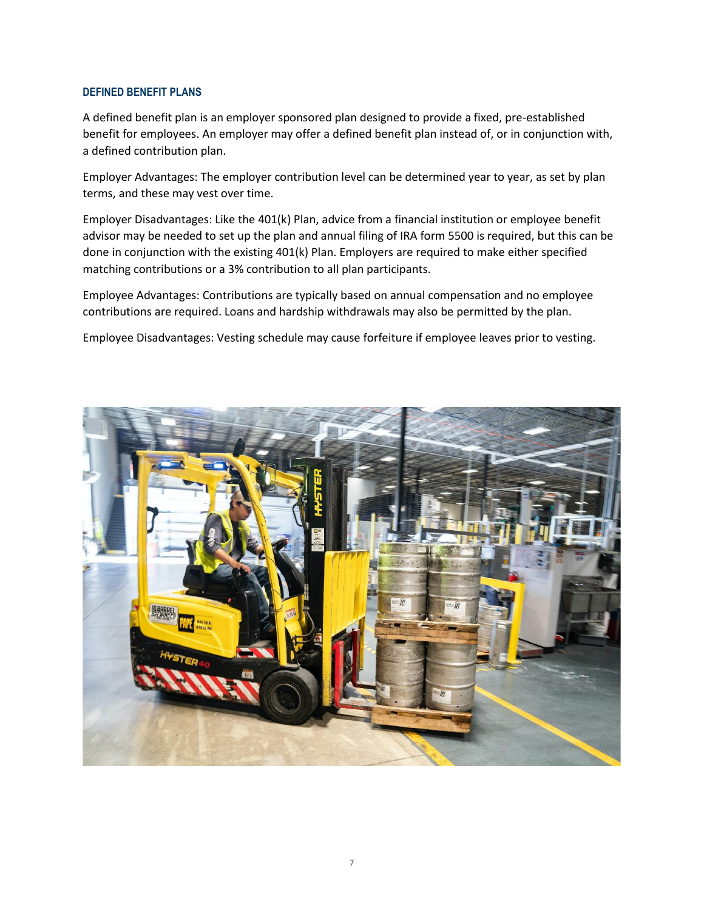### DEFINED BENEFIT PLANS

A defined benefit plan is an employer sponsored plan designed to provide a fixed, pre-established benefit for employees. An employer may offer a defined benefit plan instead of, or in conjunction with, a defined contribution plan.

Employer Advantages: The employer contribution level can be determined year to year, as set by plan terms, and these may vest over time.

Employer Disadvantages: Like the 401(k) Plan, advice from a financial institution or employee benefit advisor may be needed to set up the plan and annual filing of IRA form 5500 is required, but this can be done in conjunction with the existing 401(k) Plan. Employers are required to make either specified matching contributions or a 3% contribution to all plan participants.

Employee Advantages: Contributions are typically based on annual compensation and no employee contributions are required. Loans and hardship withdrawals may also be permitted by the plan.

Employee Disadvantages: Vesting schedule may cause forfeiture if employee leaves prior to vesting.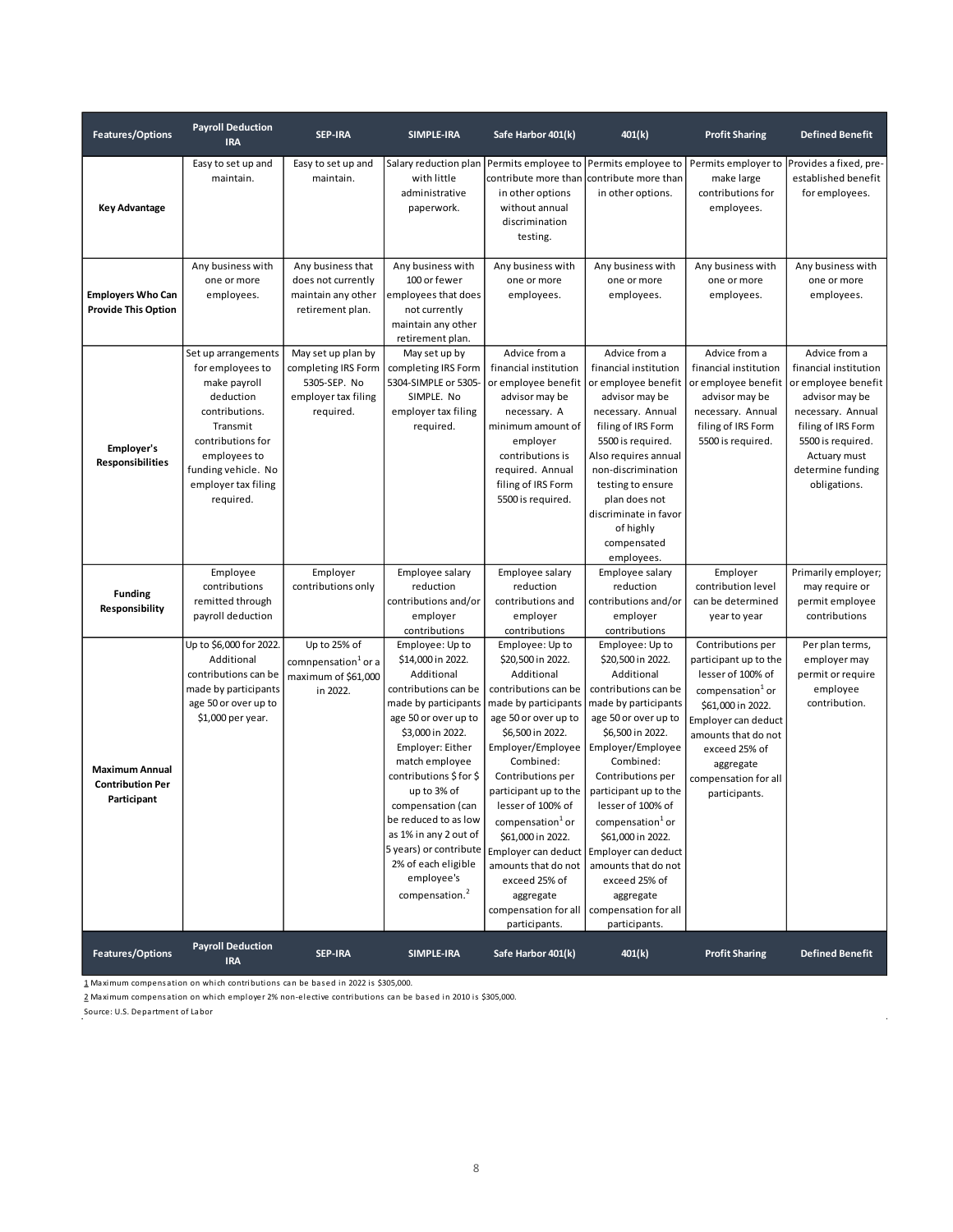| Features/Options | Payroll Deduction IRA | SEP-IRA | SIMPLE-IRA | Safe Harbor 401(k) | 401(k) | Profit Sharing | Defined Benefit |
|---|---|---|---|---|---|---|---|
| **Key Advantage** | Easy to set up and maintain. | Easy to set up and maintain. | Salary reduction plan with little administrative paperwork. | Permits employee to contribute more than in other options without annual discrimination testing. | Permits employee to contribute more than in other options. | Permits employer to make large contributions for employees. | Provides a fixed, pre-established benefit for employees. |
| **Employers Who Can Provide This Option** | Any business with one or more employees. | Any business that does not currently maintain any other retirement plan. | Any business with 100 or fewer employees that does not currently maintain any other retirement plan. | Any business with one or more employees. | Any business with one or more employees. | Any business with one or more employees. | Any business with one or more employees. |
| **Employer's Responsibilities** | Set up arrangements for employees to make payroll deduction contributions. Transmit contributions for employees to funding vehicle. No employer tax filing required. | May set up plan by completing IRS Form 5305-SEP. No employer tax filing required. | May set up by completing IRS Form 5304-SIMPLE or 5305-SIMPLE. No employer tax filing required. | Advice from a financial institution or employee benefit advisor may be necessary. A minimum amount of employer contributions is required. Annual filing of IRS Form 5500 is required. | Advice from a financial institution or employee benefit advisor may be necessary. Annual filing of IRS Form 5500 is required. Also requires annual non-discrimination testing to ensure plan does not discriminate in favor of highly compensated employees. | Advice from a financial institution or employee benefit advisor may be necessary. Annual filing of IRS Form 5500 is required. | Advice from a financial institution or employee benefit advisor may be necessary. Annual filing of IRS Form 5500 is required. Actuary must determine funding obligations. |
| **Funding Responsibility** | Employee contributions remitted through payroll deduction | Employer contributions only | Employee salary reduction contributions and/or employer contributions | Employee salary reduction contributions and employer contributions | Employee salary reduction contributions and/or employer contributions | Employer contribution level can be determined year to year | Primarily employer; may require or permit employee contributions |
| **Maximum Annual Contribution Per Participant** | Up to $6,000 for 2022. Additional contributions can be made by participants age 50 or over up to $1,000 per year. | Up to 25% of comnpensation[1] or a maximum of $61,000 in 2022. | Employee: Up to $14,000 in 2022. Additional contributions can be made by participants age 50 or over up to $3,000 in 2022. Employer: Either match employee contributions $ for $ up to 3% of compensation (can be reduced to as low as 1% in any 2 out of 5 years) or contribute 2% of each eligible employee's compensation.[2] | Employee: Up to $20,500 in 2022. Additional contributions can be made by participants age 50 or over up to $6,500 in 2022. Employer/Employee Combined: Contributions per participant up to the lesser of 100% of compensation[1] or $61,000 in 2022. Employer can deduct amounts that do not exceed 25% of aggregate compensation for all participants. | Employee: Up to $20,500 in 2022. Additional contributions can be made by participants age 50 or over up to $6,500 in 2022. Employer/Employee Combined: Contributions per participant up to the lesser of 100% of compensation[1] or $61,000 in 2022. Employer can deduct amounts that do not exceed 25% of aggregate compensation for all participants. | Contributions per participant up to the lesser of 100% of compensation[1] or $61,000 in 2022. Employer can deduct amounts that do not exceed 25% of aggregate compensation for all participants. | Per plan terms, employer may permit or require employee contribution. |
| **Features/Options** | **Payroll Deduction IRA** | **SEP-IRA** | **SIMPLE-IRA** | **Safe Harbor 401(k)** | **401(k)** | **Profit Sharing** | **Defined Benefit** |

1 Maximum compensation on which contributions can be based in 2022 is $305,000.

2 Maximum compensation on which employer 2% non-elective contributions can be based in 2010 is $305,000.

Source: U.S. Department of Labor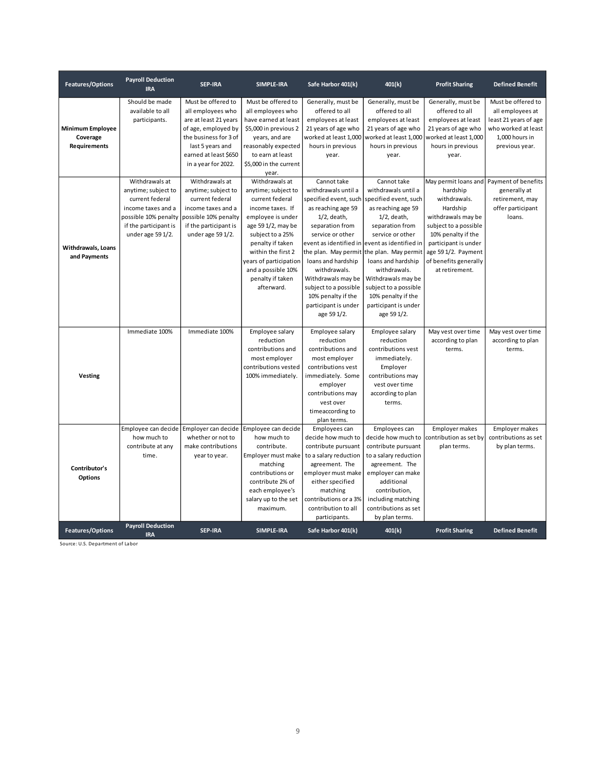| Features/Options | Payroll Deduction IRA | SEP-IRA | SIMPLE-IRA | Safe Harbor 401(k) | 401(k) | Profit Sharing | Defined Benefit |
|---|---|---|---|---|---|---|---|
| **Minimum Employee Coverage Requirements** | Should be made available to all participants. | Must be offered to all employees who are at least 21 years of age, employed by the business for 3 of last 5 years and earned at least $650 in a year for 2022. | Must be offered to all employees who have earned at least $5,000 in previous 2 years, and are reasonably expected to earn at least $5,000 in the current year. | Generally, must be offered to all employees at least 21 years of age who worked at least 1,000 hours in previous year. | Generally, must be offered to all employees at least 21 years of age who worked at least 1,000 hours in previous year. | Generally, must be offered to all employees at least 21 years of age who worked at least 1,000 hours in previous year. | Must be offered to all employees at least 21 years of age who worked at least 1,000 hours in previous year. |
| **Withdrawals, Loans and Payments** | Withdrawals at anytime; subject to current federal income taxes and a possible 10% penalty if the participant is under age 59 1/2. | Withdrawals at anytime; subject to current federal income taxes and a possible 10% penalty if the participant is under age 59 1/2. | Withdrawals at anytime; subject to current federal income taxes. If employee is under age 59 1/2, may be subject to a 25% penalty if taken within the first 2 years of participation and a possible 10% penalty if taken afterward. | Cannot take withdrawals until a specified event, such as reaching age 59 1/2, death, separation from service or other event as identified in the plan. May permit loans and hardship withdrawals. Withdrawals may be subject to a possible 10% penalty if the participant is under age 59 1/2. | Cannot take withdrawals until a specified event, such as reaching age 59 1/2, death, separation from service or other event as identified in the plan. May permit loans and hardship withdrawals. Withdrawals may be subject to a possible 10% penalty if the participant is under age 59 1/2. | May permit loans and hardship withdrawals. Hardship withdrawals may be subject to a possible 10% penalty if the participant is under age 59 1/2. Payment of benefits generally at retirement. | Payment of benefits generally at retirement, may offer participant loans. |
| **Vesting** | Immediate 100% | Immediate 100% | Employee salary reduction contributions and most employer contributions vested 100% immediately. | Employee salary reduction contributions and most employer contributions vest immediately. Some employer contributions may vest over timeaccording to plan terms. | Employee salary reduction contributions vest immediately. Employer contributions may vest over time according to plan terms. | May vest over time according to plan terms. | May vest over time according to plan terms. |
| **Contributor's Options** | Employee can decide how much to contribute at any time. | Employer can decide whether or not to make contributions year to year. | Employee can decide how much to contribute. Employer must make matching contributions or contribute 2% of each employee's salary up to the set maximum. | Employees can decide how much to contribute pursuant to a salary reduction agreement. The employer must make either specified matching contributions or a 3% contribution to all participants. | Employees can decide how much to contribute pursuant to a salary reduction agreement. The employer can make additional contribution, including matching contributions as set by plan terms. | Employer makes contribution as set by plan terms. | Employer makes contributions as set by plan terms. |
| **Features/Options** | **Payroll Deduction IRA** | **SEP-IRA** | **SIMPLE-IRA** | **Safe Harbor 401(k)** | **401(k)** | **Profit Sharing** | **Defined Benefit** |

Source: U.S. Department of Labor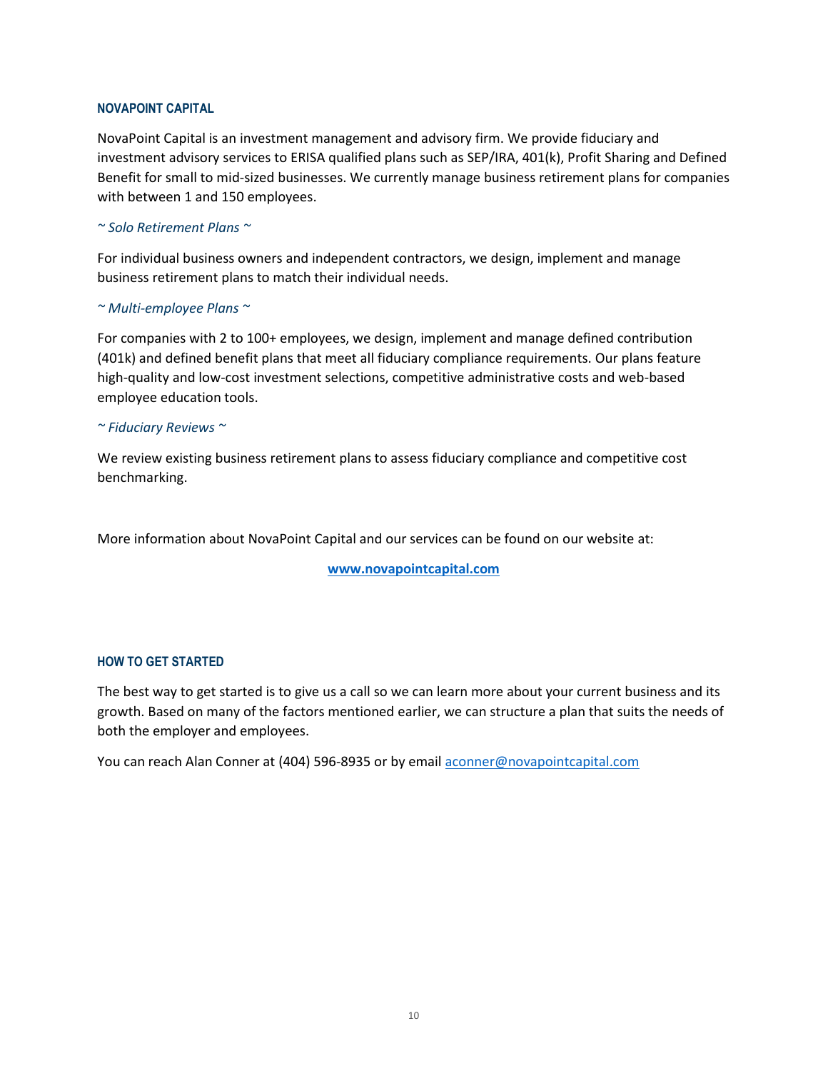## NOVAPOINT CAPITAL

NovaPoint Capital is an investment management and advisory firm. We provide fiduciary and investment advisory services to ERISA qualified plans such as SEP/IRA, 401(k), Profit Sharing and Defined Benefit for small to mid-sized businesses. We currently manage business retirement plans for companies with between 1 and 150 employees.

*~ Solo Retirement Plans ~*

For individual business owners and independent contractors, we design, implement and manage business retirement plans to match their individual needs.

*~ Multi-employee Plans ~*

For companies with 2 to 100+ employees, we design, implement and manage defined contribution (401k) and defined benefit plans that meet all fiduciary compliance requirements. Our plans feature high-quality and low-cost investment selections, competitive administrative costs and web-based employee education tools.

*~ Fiduciary Reviews ~*

We review existing business retirement plans to assess fiduciary compliance and competitive cost benchmarking.

More information about NovaPoint Capital and our services can be found on our website at:

**[www.novapointcapital.com](http://www.novapointcapital.com)**

## HOW TO GET STARTED

The best way to get started is to give us a call so we can learn more about your current business and its growth. Based on many of the factors mentioned earlier, we can structure a plan that suits the needs of both the employer and employees.

You can reach Alan Conner at (404) 596-8935 or by email [aconner@novapointcapital.com](mailto:aconner@novapointcapital.com)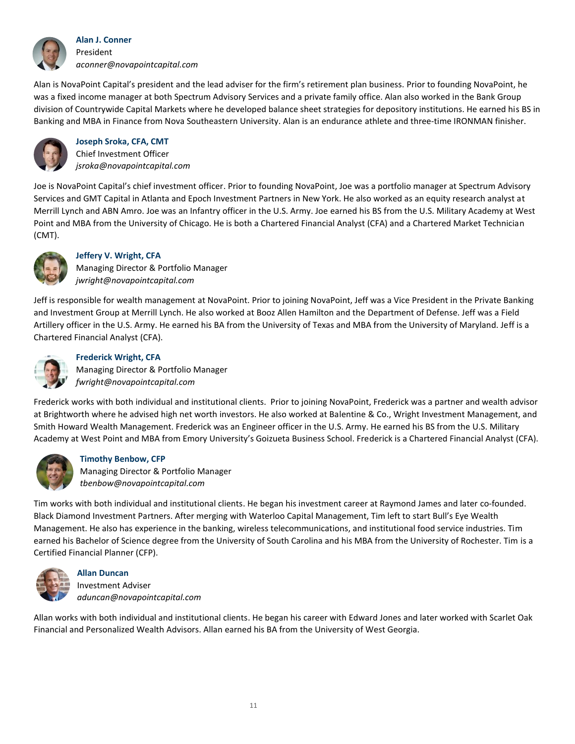**Alan J. Conner**
President
*aconner@novapointcapital.com*

Alan is NovaPoint Capital's president and the lead adviser for the firm's retirement plan business. Prior to founding NovaPoint, he was a fixed income manager at both Spectrum Advisory Services and a private family office. Alan also worked in the Bank Group division of Countrywide Capital Markets where he developed balance sheet strategies for depository institutions. He earned his BS in Banking and MBA in Finance from Nova Southeastern University. Alan is an endurance athlete and three-time IRONMAN finisher.

**Joseph Sroka, CFA, CMT**
Chief Investment Officer
*jsroka@novapointcapital.com*

Joe is NovaPoint Capital's chief investment officer. Prior to founding NovaPoint, Joe was a portfolio manager at Spectrum Advisory Services and GMT Capital in Atlanta and Epoch Investment Partners in New York. He also worked as an equity research analyst at Merrill Lynch and ABN Amro. Joe was an Infantry officer in the U.S. Army. Joe earned his BS from the U.S. Military Academy at West Point and MBA from the University of Chicago. He is both a Chartered Financial Analyst (CFA) and a Chartered Market Technician (CMT).

**Jeffery V. Wright, CFA**
Managing Director & Portfolio Manager
*jwright@novapointcapital.com*

Jeff is responsible for wealth management at NovaPoint. Prior to joining NovaPoint, Jeff was a Vice President in the Private Banking and Investment Group at Merrill Lynch. He also worked at Booz Allen Hamilton and the Department of Defense. Jeff was a Field Artillery officer in the U.S. Army. He earned his BA from the University of Texas and MBA from the University of Maryland. Jeff is a Chartered Financial Analyst (CFA).

**Frederick Wright, CFA**
Managing Director & Portfolio Manager
*fwright@novapointcapital.com*

Frederick works with both individual and institutional clients. Prior to joining NovaPoint, Frederick was a partner and wealth advisor at Brightworth where he advised high net worth investors. He also worked at Balentine & Co., Wright Investment Management, and Smith Howard Wealth Management. Frederick was an Engineer officer in the U.S. Army. He earned his BS from the U.S. Military Academy at West Point and MBA from Emory University's Goizueta Business School. Frederick is a Chartered Financial Analyst (CFA).

**Timothy Benbow, CFP**
Managing Director & Portfolio Manager
*tbenbow@novapointcapital.com*

Tim works with both individual and institutional clients. He began his investment career at Raymond James and later co-founded. Black Diamond Investment Partners. After merging with Waterloo Capital Management, Tim left to start Bull's Eye Wealth Management. He also has experience in the banking, wireless telecommunications, and institutional food service industries. Tim earned his Bachelor of Science degree from the University of South Carolina and his MBA from the University of Rochester. Tim is a Certified Financial Planner (CFP).

**Allan Duncan**
Investment Adviser
*aduncan@novapointcapital.com*

Allan works with both individual and institutional clients. He began his career with Edward Jones and later worked with Scarlet Oak Financial and Personalized Wealth Advisors. Allan earned his BA from the University of West Georgia.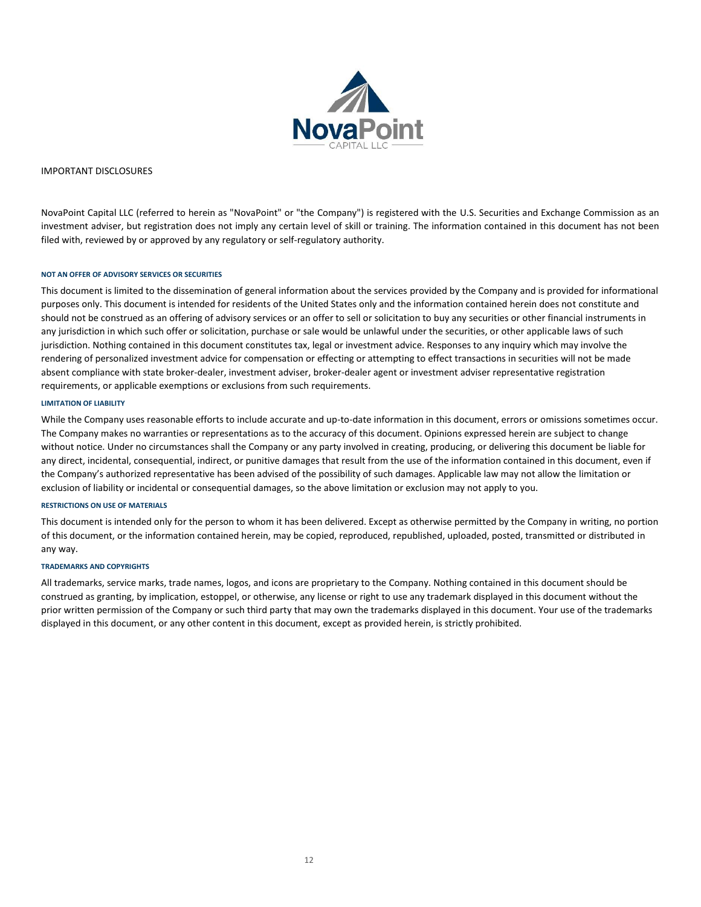IMPORTANT DISCLOSURES

NovaPoint Capital LLC (referred to herein as "NovaPoint" or "the Company") is registered with the U.S. Securities and Exchange Commission as an investment adviser, but registration does not imply any certain level of skill or training. The information contained in this document has not been filed with, reviewed by or approved by any regulatory or self-regulatory authority.

#### NOT AN OFFER OF ADVISORY SERVICES OR SECURITIES

This document is limited to the dissemination of general information about the services provided by the Company and is provided for informational purposes only. This document is intended for residents of the United States only and the information contained herein does not constitute and should not be construed as an offering of advisory services or an offer to sell or solicitation to buy any securities or other financial instruments in any jurisdiction in which such offer or solicitation, purchase or sale would be unlawful under the securities, or other applicable laws of such jurisdiction. Nothing contained in this document constitutes tax, legal or investment advice. Responses to any inquiry which may involve the rendering of personalized investment advice for compensation or effecting or attempting to effect transactions in securities will not be made absent compliance with state broker-dealer, investment adviser, broker-dealer agent or investment adviser representative registration requirements, or applicable exemptions or exclusions from such requirements.

#### LIMITATION OF LIABILITY

While the Company uses reasonable efforts to include accurate and up-to-date information in this document, errors or omissions sometimes occur. The Company makes no warranties or representations as to the accuracy of this document. Opinions expressed herein are subject to change without notice. Under no circumstances shall the Company or any party involved in creating, producing, or delivering this document be liable for any direct, incidental, consequential, indirect, or punitive damages that result from the use of the information contained in this document, even if the Company's authorized representative has been advised of the possibility of such damages. Applicable law may not allow the limitation or exclusion of liability or incidental or consequential damages, so the above limitation or exclusion may not apply to you.

#### RESTRICTIONS ON USE OF MATERIALS

This document is intended only for the person to whom it has been delivered. Except as otherwise permitted by the Company in writing, no portion of this document, or the information contained herein, may be copied, reproduced, republished, uploaded, posted, transmitted or distributed in any way.

#### TRADEMARKS AND COPYRIGHTS

All trademarks, service marks, trade names, logos, and icons are proprietary to the Company. Nothing contained in this document should be construed as granting, by implication, estoppel, or otherwise, any license or right to use any trademark displayed in this document without the prior written permission of the Company or such third party that may own the trademarks displayed in this document. Your use of the trademarks displayed in this document, or any other content in this document, except as provided herein, is strictly prohibited.